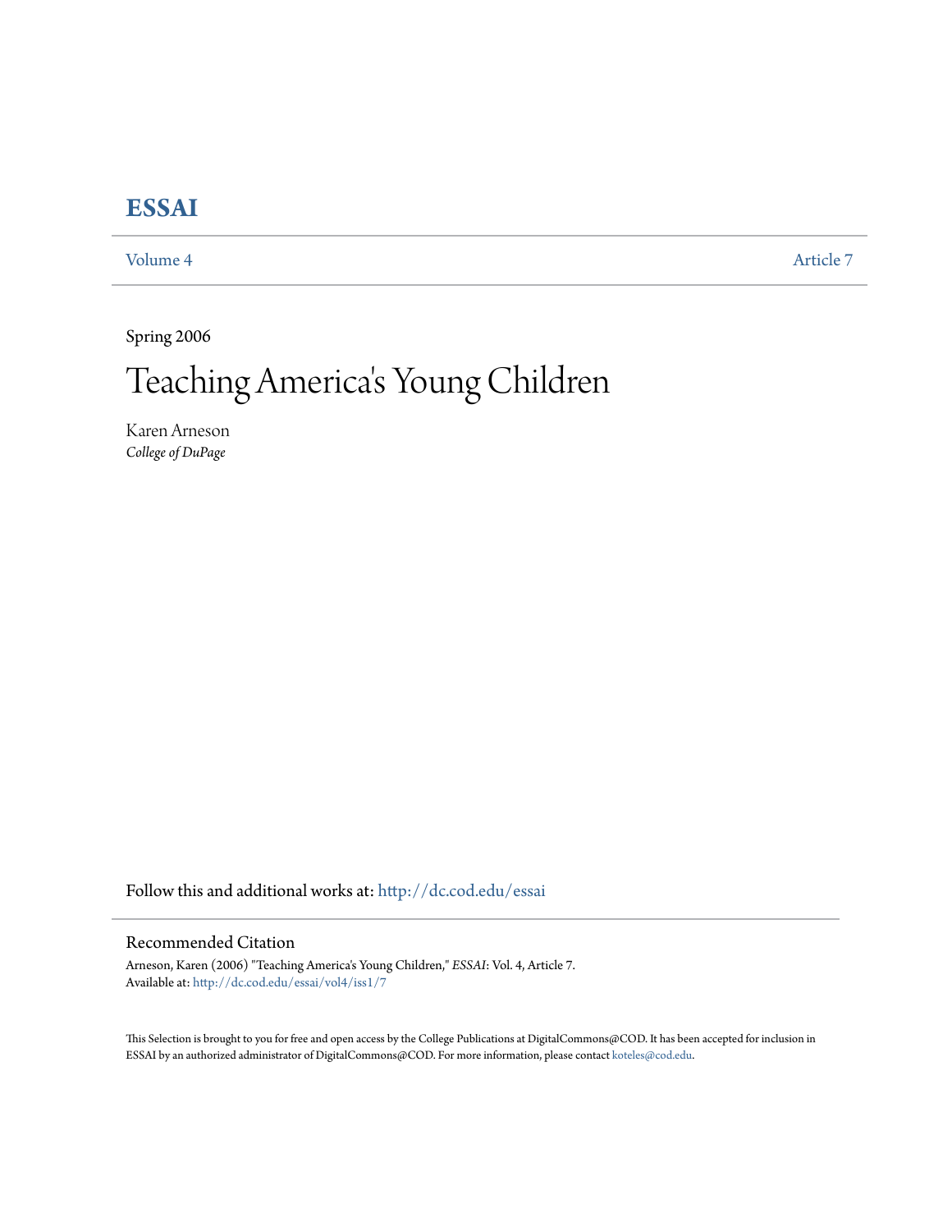# ESSAI

Volume 4 | Article 7

Spring 2006

## Teaching America's Young Children

Karen Arneson
*College of DuPage*

Follow this and additional works at: http://dc.cod.edu/essai

### Recommended Citation

Arneson, Karen (2006) "Teaching America's Young Children," *ESSAI*: Vol. 4, Article 7.
Available at: http://dc.cod.edu/essai/vol4/iss1/7

This Selection is brought to you for free and open access by the College Publications at DigitalCommons@COD. It has been accepted for inclusion in ESSAI by an authorized administrator of DigitalCommons@COD. For more information, please contact koteles@cod.edu.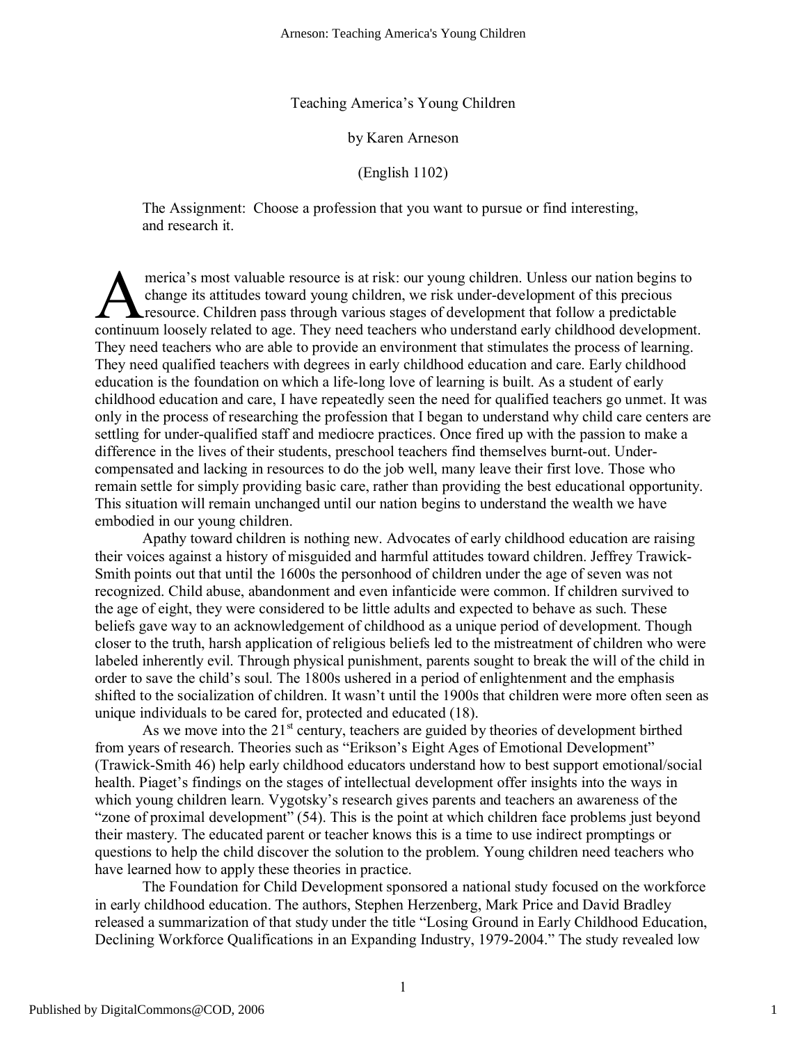# Teaching America's Young Children

by Karen Arneson

(English 1102)

The Assignment: Choose a profession that you want to pursue or find interesting, and research it.

America's most valuable resource is at risk: our young children. Unless our nation begins to change its attitudes toward young children, we risk under-development of this precious resource. Children pass through various stages of development that follow a predictable continuum loosely related to age. They need teachers who understand early childhood development. They need teachers who are able to provide an environment that stimulates the process of learning. They need qualified teachers with degrees in early childhood education and care. Early childhood education is the foundation on which a life-long love of learning is built. As a student of early childhood education and care, I have repeatedly seen the need for qualified teachers go unmet. It was only in the process of researching the profession that I began to understand why child care centers are settling for under-qualified staff and mediocre practices. Once fired up with the passion to make a difference in the lives of their students, preschool teachers find themselves burnt-out. Under-compensated and lacking in resources to do the job well, many leave their first love. Those who remain settle for simply providing basic care, rather than providing the best educational opportunity. This situation will remain unchanged until our nation begins to understand the wealth we have embodied in our young children.

Apathy toward children is nothing new. Advocates of early childhood education are raising their voices against a history of misguided and harmful attitudes toward children. Jeffrey Trawick-Smith points out that until the 1600s the personhood of children under the age of seven was not recognized. Child abuse, abandonment and even infanticide were common. If children survived to the age of eight, they were considered to be little adults and expected to behave as such. These beliefs gave way to an acknowledgement of childhood as a unique period of development. Though closer to the truth, harsh application of religious beliefs led to the mistreatment of children who were labeled inherently evil. Through physical punishment, parents sought to break the will of the child in order to save the child's soul. The 1800s ushered in a period of enlightenment and the emphasis shifted to the socialization of children. It wasn't until the 1900s that children were more often seen as unique individuals to be cared for, protected and educated (18).

As we move into the 21st century, teachers are guided by theories of development birthed from years of research. Theories such as "Erikson's Eight Ages of Emotional Development" (Trawick-Smith 46) help early childhood educators understand how to best support emotional/social health. Piaget's findings on the stages of intellectual development offer insights into the ways in which young children learn. Vygotsky's research gives parents and teachers an awareness of the "zone of proximal development" (54). This is the point at which children face problems just beyond their mastery. The educated parent or teacher knows this is a time to use indirect promptings or questions to help the child discover the solution to the problem. Young children need teachers who have learned how to apply these theories in practice.

The Foundation for Child Development sponsored a national study focused on the workforce in early childhood education. The authors, Stephen Herzenberg, Mark Price and David Bradley released a summarization of that study under the title "Losing Ground in Early Childhood Education, Declining Workforce Qualifications in an Expanding Industry, 1979-2004." The study revealed low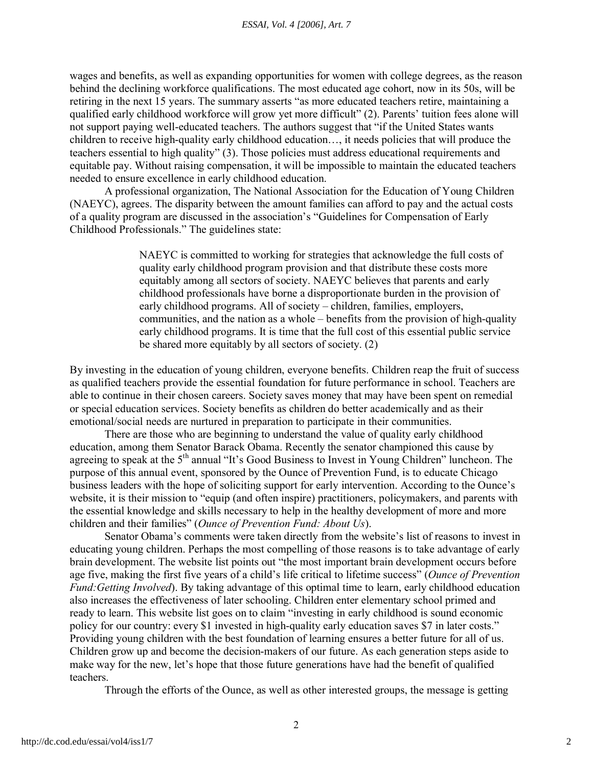wages and benefits, as well as expanding opportunities for women with college degrees, as the reason behind the declining workforce qualifications. The most educated age cohort, now in its 50s, will be retiring in the next 15 years. The summary asserts "as more educated teachers retire, maintaining a qualified early childhood workforce will grow yet more difficult" (2). Parents' tuition fees alone will not support paying well-educated teachers. The authors suggest that "if the United States wants children to receive high-quality early childhood education…, it needs policies that will produce the teachers essential to high quality" (3). Those policies must address educational requirements and equitable pay. Without raising compensation, it will be impossible to maintain the educated teachers needed to ensure excellence in early childhood education.

A professional organization, The National Association for the Education of Young Children (NAEYC), agrees. The disparity between the amount families can afford to pay and the actual costs of a quality program are discussed in the association's "Guidelines for Compensation of Early Childhood Professionals." The guidelines state:

> NAEYC is committed to working for strategies that acknowledge the full costs of quality early childhood program provision and that distribute these costs more equitably among all sectors of society. NAEYC believes that parents and early childhood professionals have borne a disproportionate burden in the provision of early childhood programs. All of society – children, families, employers, communities, and the nation as a whole – benefits from the provision of high-quality early childhood programs. It is time that the full cost of this essential public service be shared more equitably by all sectors of society. (2)

By investing in the education of young children, everyone benefits. Children reap the fruit of success as qualified teachers provide the essential foundation for future performance in school. Teachers are able to continue in their chosen careers. Society saves money that may have been spent on remedial or special education services. Society benefits as children do better academically and as their emotional/social needs are nurtured in preparation to participate in their communities.

There are those who are beginning to understand the value of quality early childhood education, among them Senator Barack Obama. Recently the senator championed this cause by agreeing to speak at the 5th annual "It's Good Business to Invest in Young Children" luncheon. The purpose of this annual event, sponsored by the Ounce of Prevention Fund, is to educate Chicago business leaders with the hope of soliciting support for early intervention. According to the Ounce's website, it is their mission to "equip (and often inspire) practitioners, policymakers, and parents with the essential knowledge and skills necessary to help in the healthy development of more and more children and their families" (*Ounce of Prevention Fund: About Us*).

Senator Obama's comments were taken directly from the website's list of reasons to invest in educating young children. Perhaps the most compelling of those reasons is to take advantage of early brain development. The website list points out "the most important brain development occurs before age five, making the first five years of a child's life critical to lifetime success" (*Ounce of Prevention Fund:Getting Involved*). By taking advantage of this optimal time to learn, early childhood education also increases the effectiveness of later schooling. Children enter elementary school primed and ready to learn. This website list goes on to claim "investing in early childhood is sound economic policy for our country: every $1 invested in high-quality early education saves $7 in later costs." Providing young children with the best foundation of learning ensures a better future for all of us. Children grow up and become the decision-makers of our future. As each generation steps aside to make way for the new, let's hope that those future generations have had the benefit of qualified teachers.

Through the efforts of the Ounce, as well as other interested groups, the message is getting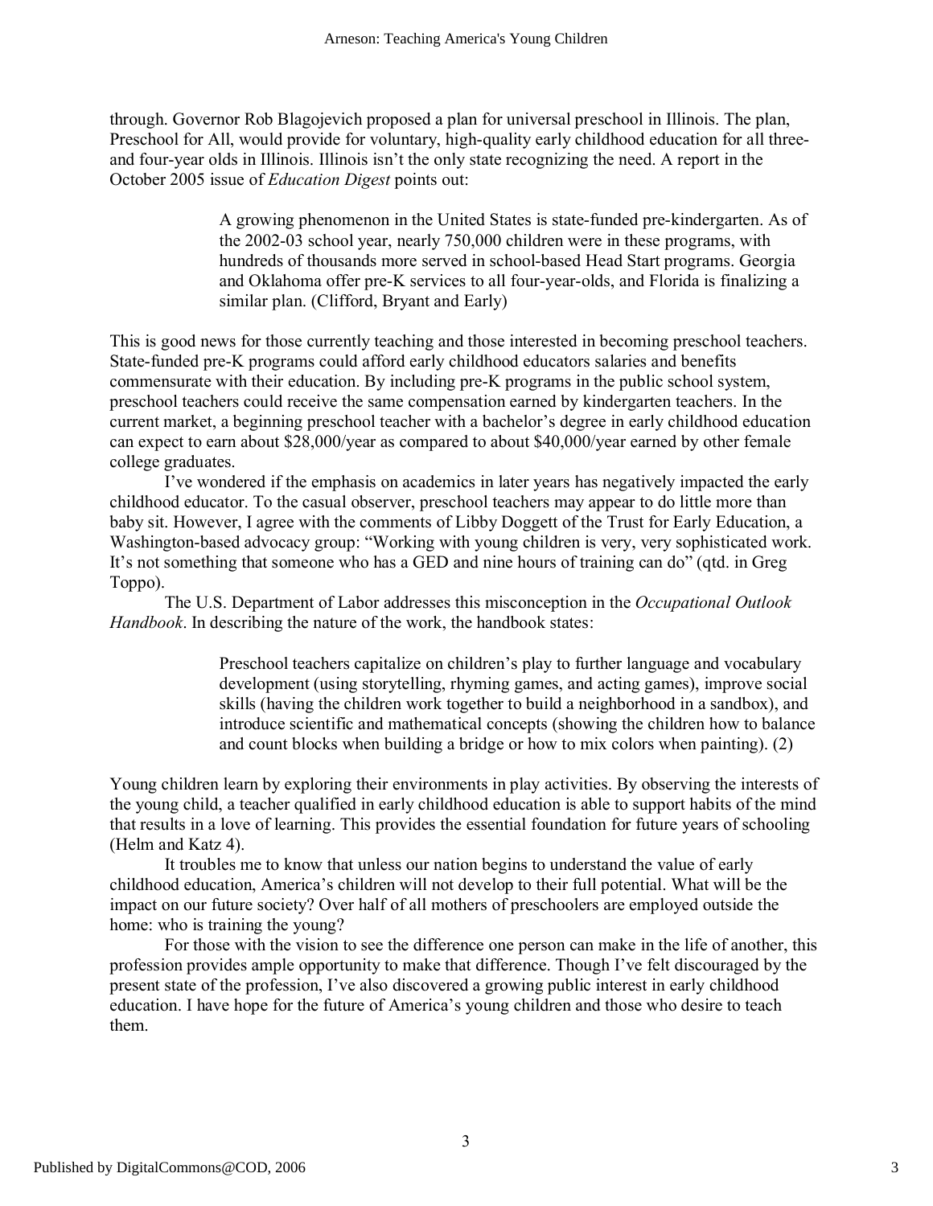through. Governor Rob Blagojevich proposed a plan for universal preschool in Illinois. The plan, Preschool for All, would provide for voluntary, high-quality early childhood education for all three- and four-year olds in Illinois. Illinois isn't the only state recognizing the need. A report in the October 2005 issue of *Education Digest* points out:

> A growing phenomenon in the United States is state-funded pre-kindergarten. As of the 2002-03 school year, nearly 750,000 children were in these programs, with hundreds of thousands more served in school-based Head Start programs. Georgia and Oklahoma offer pre-K services to all four-year-olds, and Florida is finalizing a similar plan. (Clifford, Bryant and Early)

This is good news for those currently teaching and those interested in becoming preschool teachers. State-funded pre-K programs could afford early childhood educators salaries and benefits commensurate with their education. By including pre-K programs in the public school system, preschool teachers could receive the same compensation earned by kindergarten teachers. In the current market, a beginning preschool teacher with a bachelor's degree in early childhood education can expect to earn about $28,000/year as compared to about $40,000/year earned by other female college graduates.

I've wondered if the emphasis on academics in later years has negatively impacted the early childhood educator. To the casual observer, preschool teachers may appear to do little more than baby sit. However, I agree with the comments of Libby Doggett of the Trust for Early Education, a Washington-based advocacy group: "Working with young children is very, very sophisticated work. It's not something that someone who has a GED and nine hours of training can do" (qtd. in Greg Toppo).

The U.S. Department of Labor addresses this misconception in the *Occupational Outlook Handbook*. In describing the nature of the work, the handbook states:

> Preschool teachers capitalize on children's play to further language and vocabulary development (using storytelling, rhyming games, and acting games), improve social skills (having the children work together to build a neighborhood in a sandbox), and introduce scientific and mathematical concepts (showing the children how to balance and count blocks when building a bridge or how to mix colors when painting). (2)

Young children learn by exploring their environments in play activities. By observing the interests of the young child, a teacher qualified in early childhood education is able to support habits of the mind that results in a love of learning. This provides the essential foundation for future years of schooling (Helm and Katz 4).

It troubles me to know that unless our nation begins to understand the value of early childhood education, America's children will not develop to their full potential. What will be the impact on our future society? Over half of all mothers of preschoolers are employed outside the home: who is training the young?

For those with the vision to see the difference one person can make in the life of another, this profession provides ample opportunity to make that difference. Though I've felt discouraged by the present state of the profession, I've also discovered a growing public interest in early childhood education. I have hope for the future of America's young children and those who desire to teach them.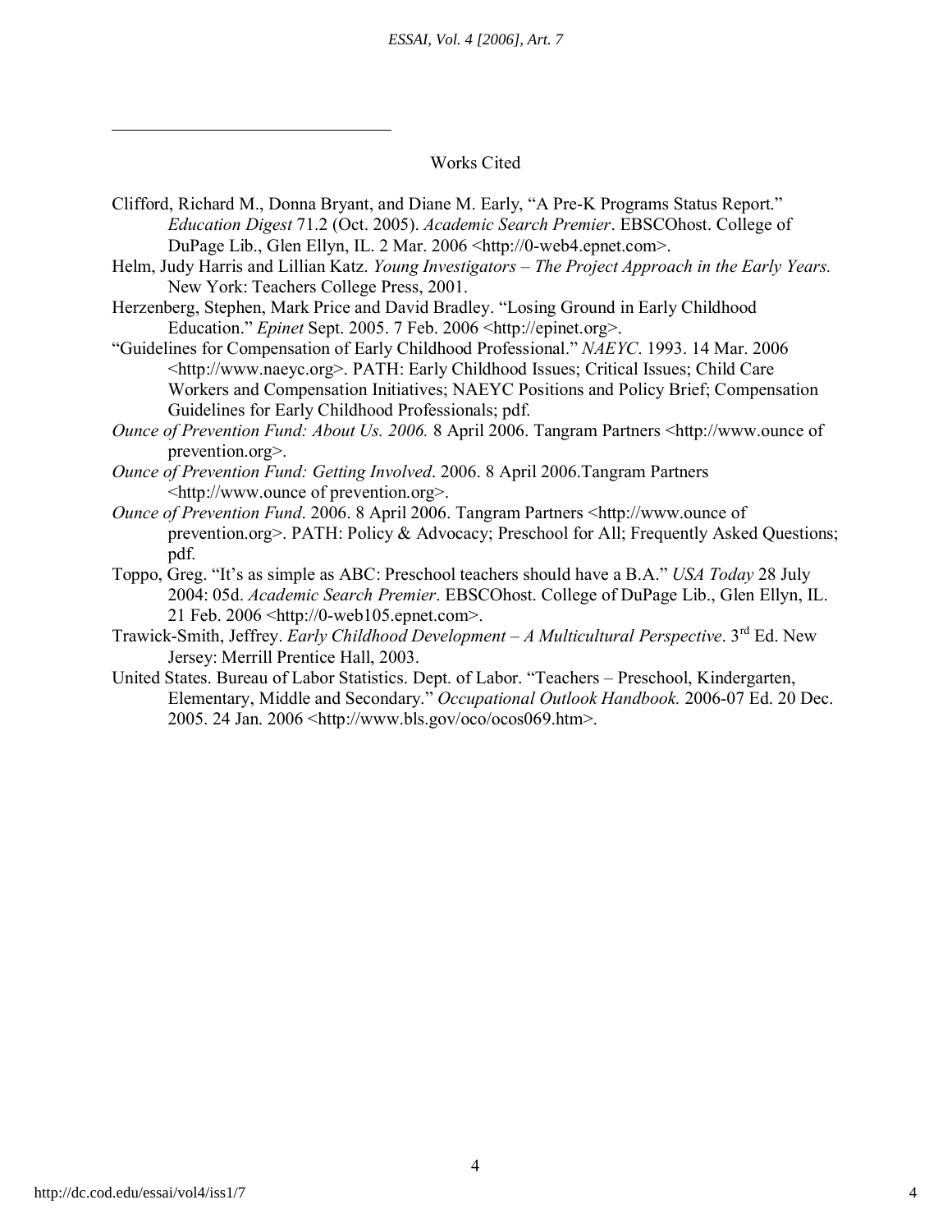## Works Cited

Clifford, Richard M., Donna Bryant, and Diane M. Early, "A Pre-K Programs Status Report." *Education Digest* 71.2 (Oct. 2005). *Academic Search Premier*. EBSCOhost. College of DuPage Lib., Glen Ellyn, IL. 2 Mar. 2006 <http://0-web4.epnet.com>.

Helm, Judy Harris and Lillian Katz. *Young Investigators – The Project Approach in the Early Years.* New York: Teachers College Press, 2001.

Herzenberg, Stephen, Mark Price and David Bradley. "Losing Ground in Early Childhood Education." *Epinet* Sept. 2005. 7 Feb. 2006 <http://epinet.org>.

"Guidelines for Compensation of Early Childhood Professional." *NAEYC*. 1993. 14 Mar. 2006 <http://www.naeyc.org>. PATH: Early Childhood Issues; Critical Issues; Child Care Workers and Compensation Initiatives; NAEYC Positions and Policy Brief; Compensation Guidelines for Early Childhood Professionals; pdf.

*Ounce of Prevention Fund: About Us. 2006.* 8 April 2006. Tangram Partners <http://www.ounce of prevention.org>.

*Ounce of Prevention Fund: Getting Involved*. 2006. 8 April 2006.Tangram Partners <http://www.ounce of prevention.org>.

*Ounce of Prevention Fund*. 2006. 8 April 2006. Tangram Partners <http://www.ounce of prevention.org>. PATH: Policy & Advocacy; Preschool for All; Frequently Asked Questions; pdf.

Toppo, Greg. "It's as simple as ABC: Preschool teachers should have a B.A." *USA Today* 28 July 2004: 05d. *Academic Search Premier*. EBSCOhost. College of DuPage Lib., Glen Ellyn, IL. 21 Feb. 2006 <http://0-web105.epnet.com>.

Trawick-Smith, Jeffrey. *Early Childhood Development – A Multicultural Perspective*. 3rd Ed. New Jersey: Merrill Prentice Hall, 2003.

United States. Bureau of Labor Statistics. Dept. of Labor. "Teachers – Preschool, Kindergarten, Elementary, Middle and Secondary." *Occupational Outlook Handbook.* 2006-07 Ed. 20 Dec. 2005. 24 Jan. 2006 <http://www.bls.gov/oco/ocos069.htm>.